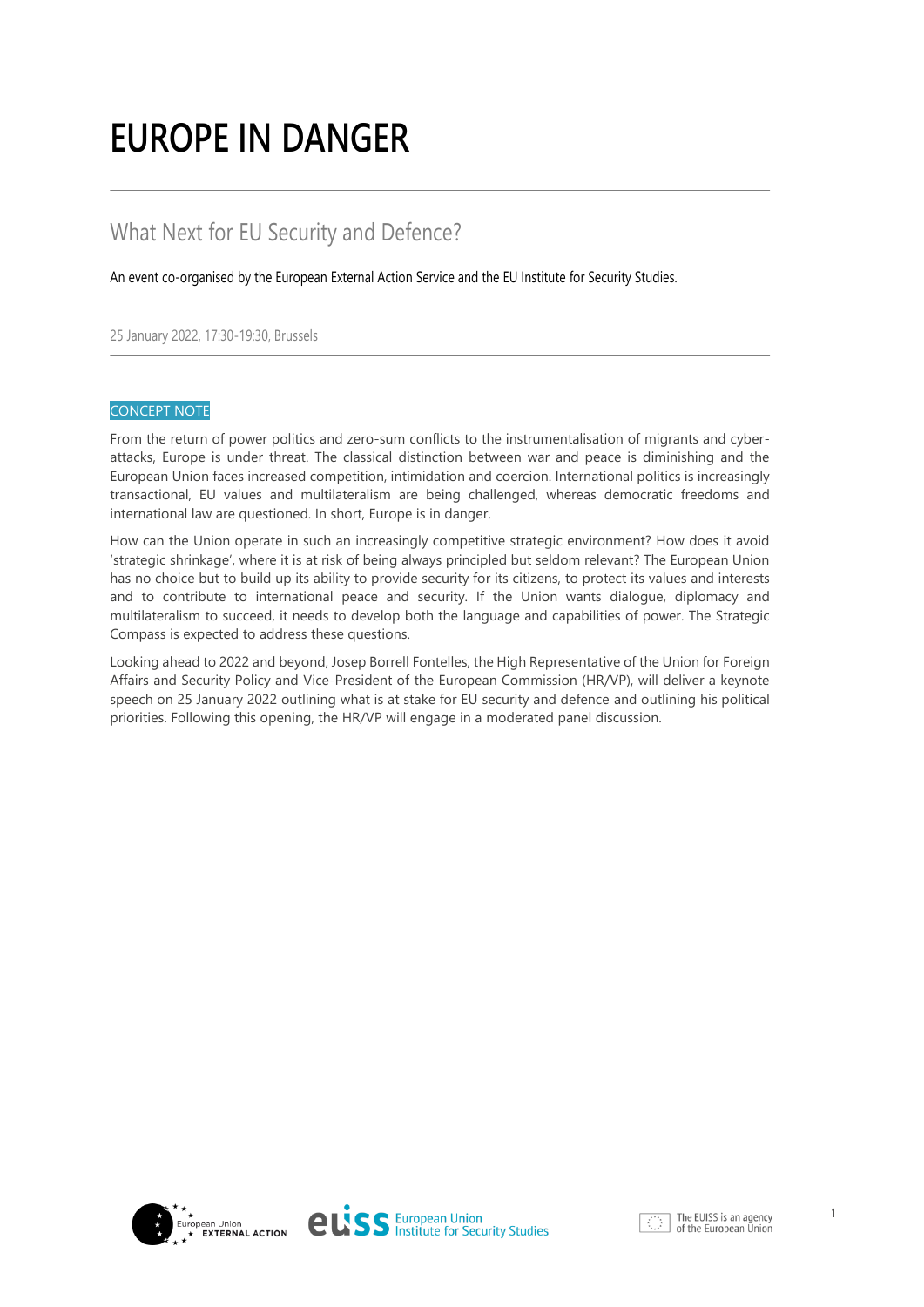# EUROPE IN DANGER

## What Next for EU Security and Defence?

An event co-organised by the European External Action Service and the EU Institute for Security Studies.

25 January 2022, 17:30-19:30, Brussels

### CONCEPT NOTE

From the return of power politics and zero-sum conflicts to the instrumentalisation of migrants and cyber-attacks, Europe is under threat. The classical distinction between war and peace is diminishing and the European Union faces increased competition, intimidation and coercion. International politics is increasingly transactional, EU values and multilateralism are being challenged, whereas democratic freedoms and international law are questioned. In short, Europe is in danger.

How can the Union operate in such an increasingly competitive strategic environment? How does it avoid 'strategic shrinkage', where it is at risk of being always principled but seldom relevant? The European Union has no choice but to build up its ability to provide security for its citizens, to protect its values and interests and to contribute to international peace and security. If the Union wants dialogue, diplomacy and multilateralism to succeed, it needs to develop both the language and capabilities of power. The Strategic Compass is expected to address these questions.

Looking ahead to 2022 and beyond, Josep Borrell Fontelles, the High Representative of the Union for Foreign Affairs and Security Policy and Vice-President of the European Commission (HR/VP), will deliver a keynote speech on 25 January 2022 outlining what is at stake for EU security and defence and outlining his political priorities. Following this opening, the HR/VP will engage in a moderated panel discussion.

European Union EXTERNAL ACTION

European Union Institute for Security Studies

The EUISS is an agency of the European Union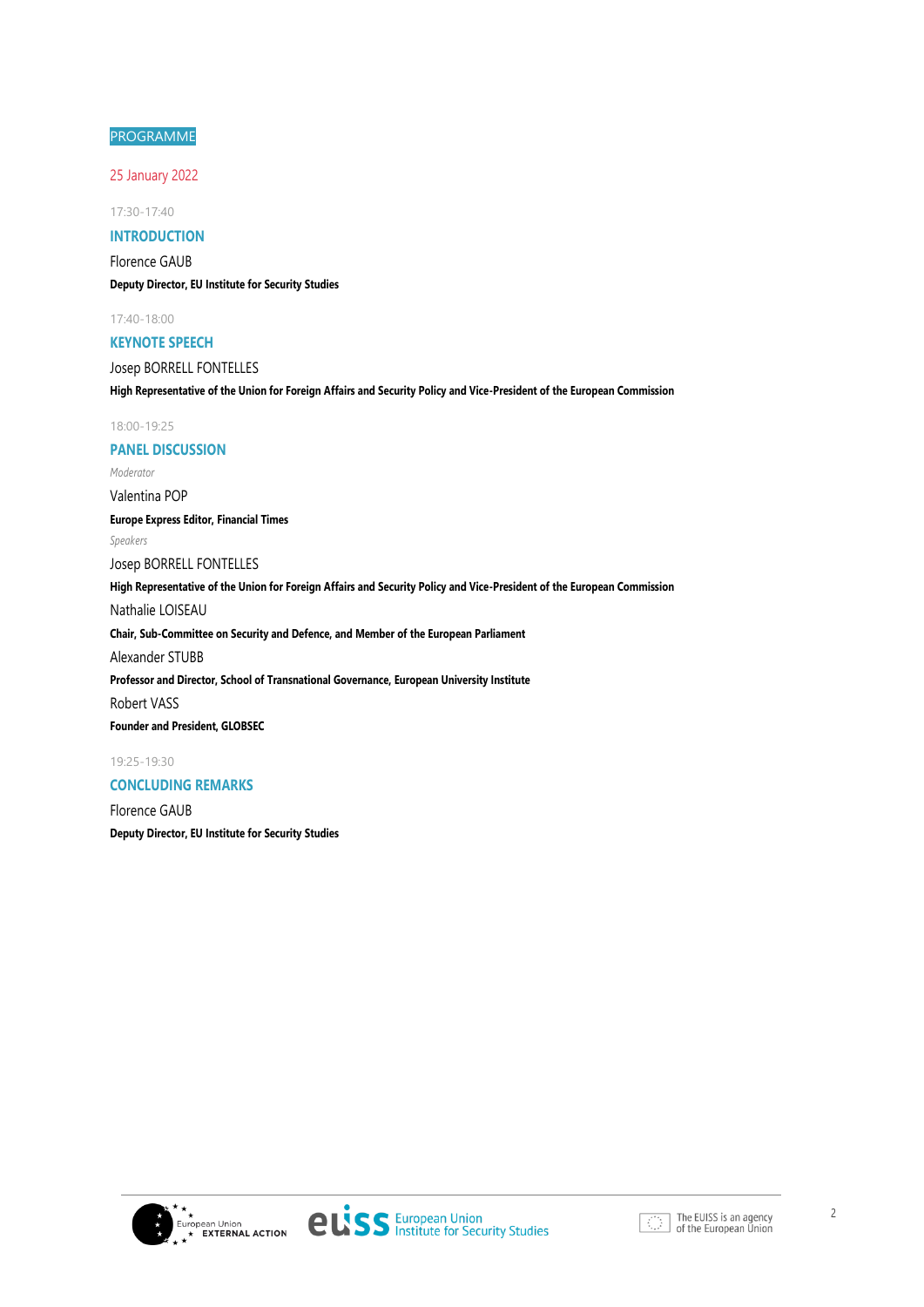## PROGRAMME

25 January 2022

17:30-17:40

### INTRODUCTION

Florence GAUB

**Deputy Director, EU Institute for Security Studies**

17:40-18:00

### KEYNOTE SPEECH

Josep BORRELL FONTELLES

**High Representative of the Union for Foreign Affairs and Security Policy and Vice-President of the European Commission**

18:00-19:25

### PANEL DISCUSSION

*Moderator*

Valentina POP

**Europe Express Editor, Financial Times**

*Speakers*

Josep BORRELL FONTELLES

**High Representative of the Union for Foreign Affairs and Security Policy and Vice-President of the European Commission**

Nathalie LOISEAU

**Chair, Sub-Committee on Security and Defence, and Member of the European Parliament**

Alexander STUBB

**Professor and Director, School of Transnational Governance, European University Institute**

Robert VASS

**Founder and President, GLOBSEC**

19:25-19:30

### CONCLUDING REMARKS

Florence GAUB

**Deputy Director, EU Institute for Security Studies**

European Union EXTERNAL ACTION

euiss European Union Institute for Security Studies

The EUISS is an agency of the European Union